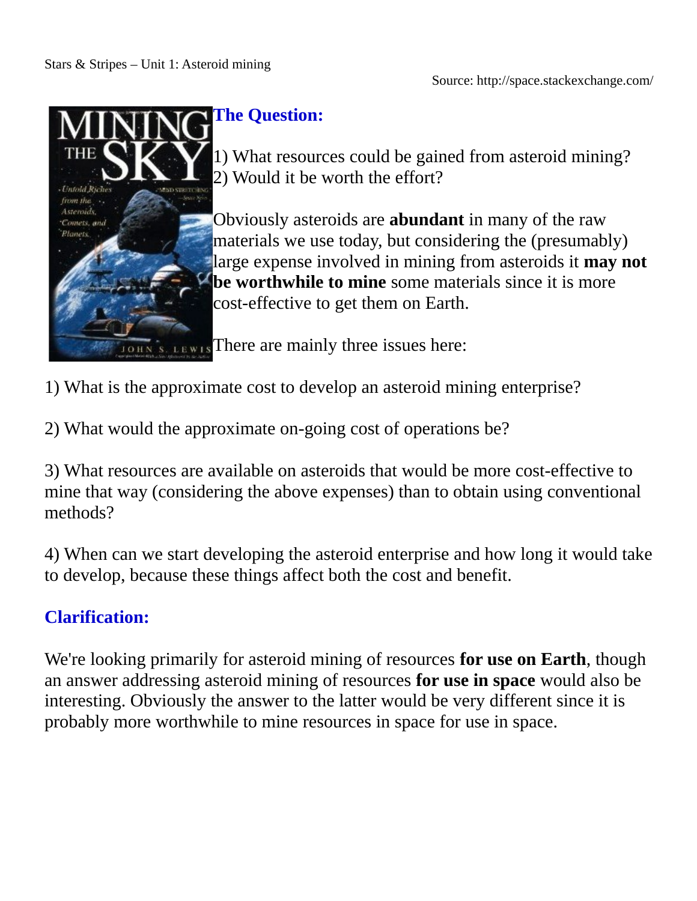Stars & Stripes – Unit 1: Asteroid mining

Source: http://space.stackexchange.com/

## The Question:

1) What resources could be gained from asteroid mining?
2) Would it be worth the effort?

Obviously asteroids are **abundant** in many of the raw materials we use today, but considering the (presumably) large expense involved in mining from asteroids it **may not be worthwhile to mine** some materials since it is more cost-effective to get them on Earth.

There are mainly three issues here:

1) What is the approximate cost to develop an asteroid mining enterprise?

2) What would the approximate on-going cost of operations be?

3) What resources are available on asteroids that would be more cost-effective to mine that way (considering the above expenses) than to obtain using conventional methods?

4) When can we start developing the asteroid enterprise and how long it would take to develop, because these things affect both the cost and benefit.

## Clarification:

We're looking primarily for asteroid mining of resources **for use on Earth**, though an answer addressing asteroid mining of resources **for use in space** would also be interesting. Obviously the answer to the latter would be very different since it is probably more worthwhile to mine resources in space for use in space.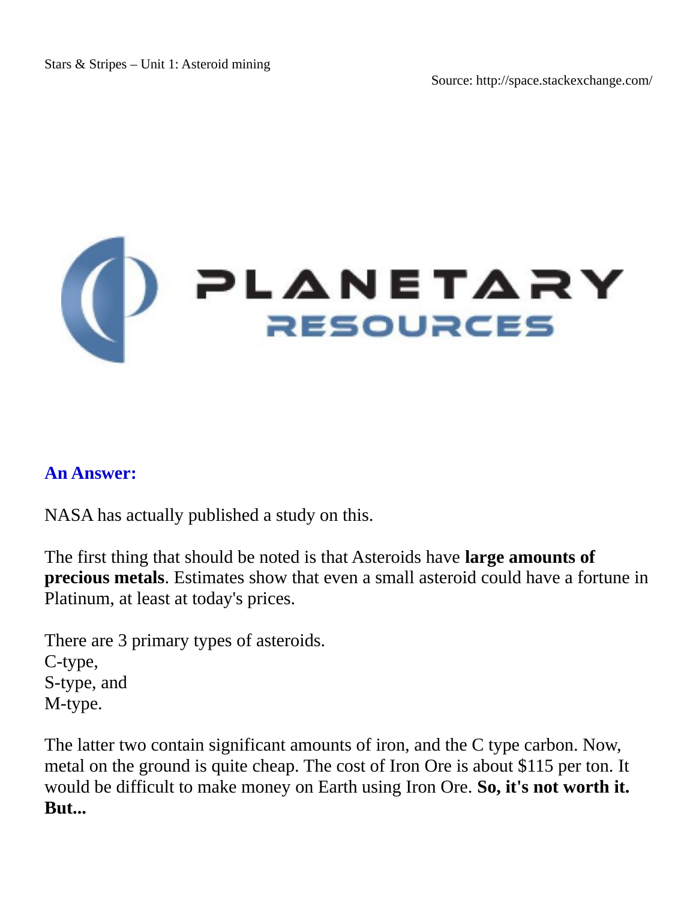## An Answer:

NASA has actually published a study on this.

The first thing that should be noted is that Asteroids have **large amounts of precious metals**. Estimates show that even a small asteroid could have a fortune in Platinum, at least at today's prices.

There are 3 primary types of asteroids.  
C-type,  
S-type, and  
M-type.

The latter two contain significant amounts of iron, and the C type carbon. Now, metal on the ground is quite cheap. The cost of Iron Ore is about $115 per ton. It would be difficult to make money on Earth using Iron Ore. **So, it's not worth it. But...**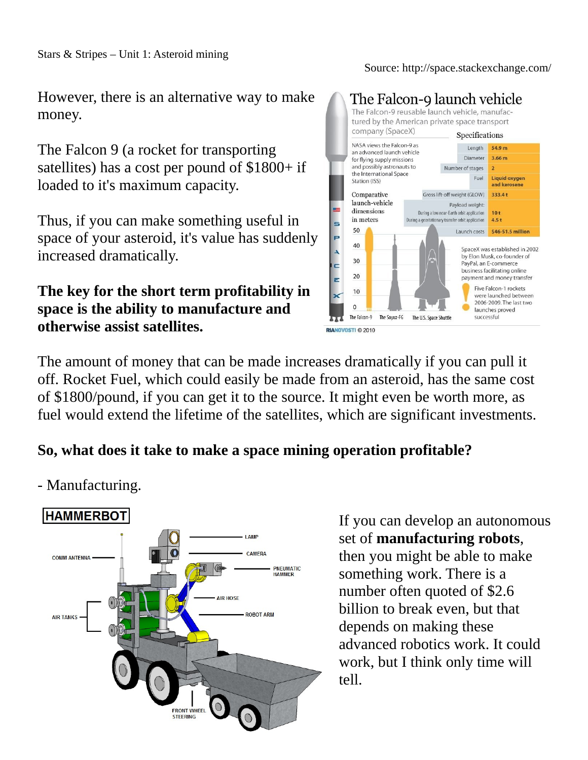Source: http://space.stackexchange.com/

However, there is an alternative way to make money.

The Falcon 9 (a rocket for transporting satellites) has a cost per pound of $1800+ if loaded to it's maximum capacity.

Thus, if you can make something useful in space of your asteroid, it's value has suddenly increased dramatically.

**The key for the short term profitability in space is the ability to manufacture and otherwise assist satellites.**

The amount of money that can be made increases dramatically if you can pull it off. Rocket Fuel, which could easily be made from an asteroid, has the same cost of $1800/pound, if you can get it to the source. It might even be worth more, as fuel would extend the lifetime of the satellites, which are significant investments.

**So, what does it take to make a space mining operation profitable?**

- Manufacturing.

If you can develop an autonomous set of **manufacturing robots**, then you might be able to make something work. There is a number often quoted of $2.6 billion to break even, but that depends on making these advanced robotics work. It could work, but I think only time will tell.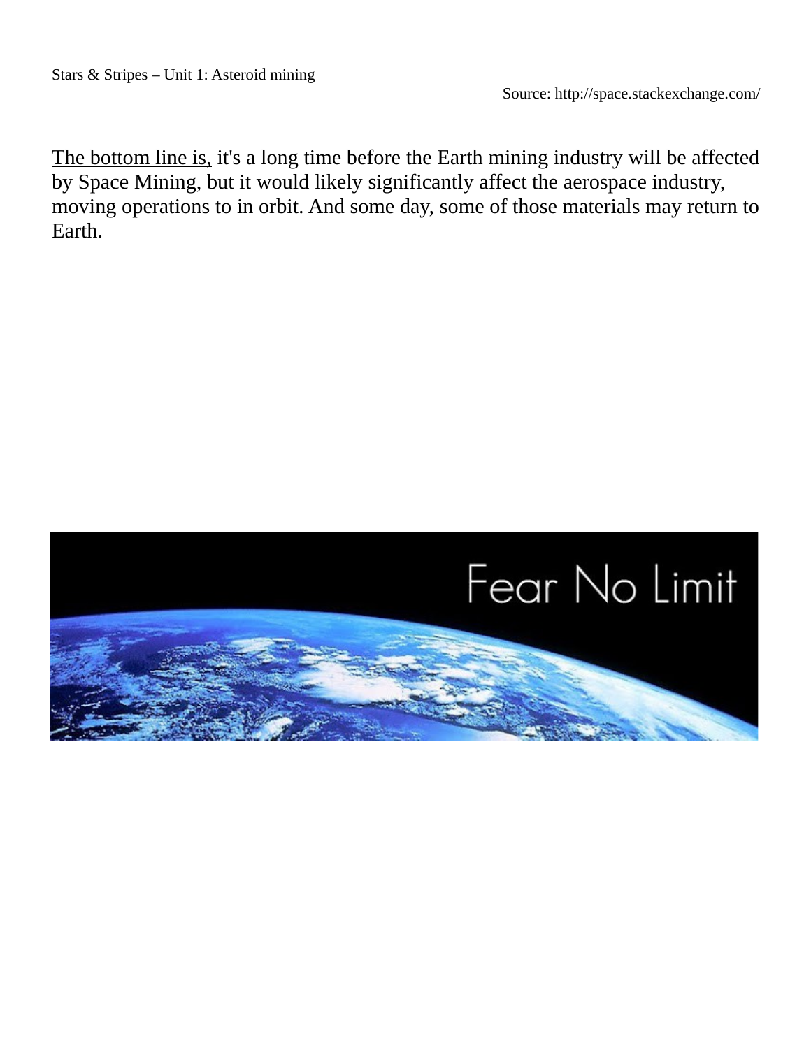Source: http://space.stackexchange.com/

The bottom line is, it's a long time before the Earth mining industry will be affected by Space Mining, but it would likely significantly affect the aerospace industry, moving operations to in orbit. And some day, some of those materials may return to Earth.